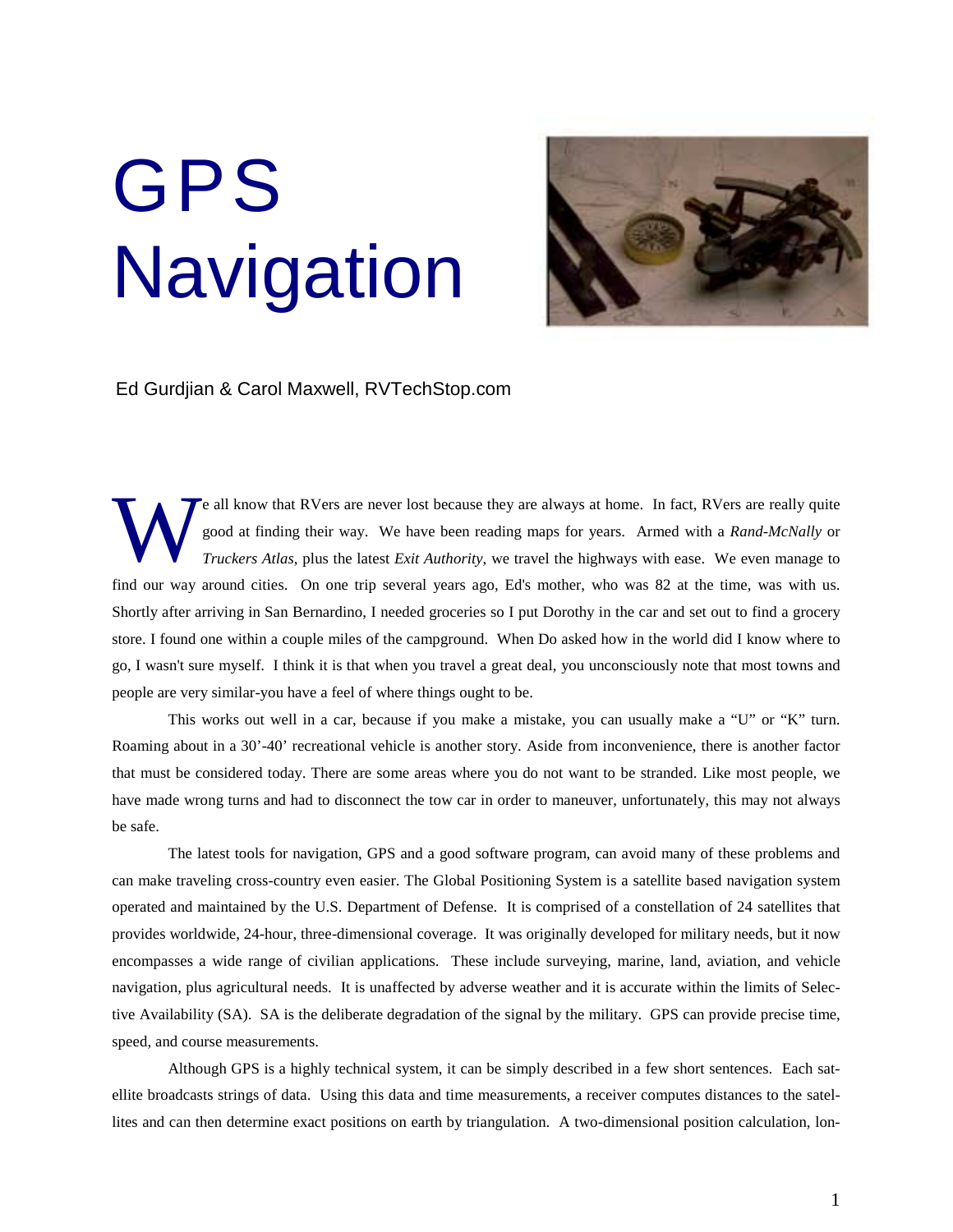# GPS Navigation

Ed Gurdjian & Carol Maxwell, RVTechStop.com

We all know that RVers are never lost because they are always at home. In fact, RVers are really quite good at finding their way. We have been reading maps for years. Armed with a *Rand-McNally* or *Truckers Atlas*, plus the latest *Exit Authority*, we travel the highways with ease. We even manage to find our way around cities. On one trip several years ago, Ed's mother, who was 82 at the time, was with us. Shortly after arriving in San Bernardino, I needed groceries so I put Dorothy in the car and set out to find a grocery store. I found one within a couple miles of the campground. When Do asked how in the world did I know where to go, I wasn't sure myself. I think it is that when you travel a great deal, you unconsciously note that most towns and people are very similar-you have a feel of where things ought to be.

This works out well in a car, because if you make a mistake, you can usually make a "U" or "K" turn. Roaming about in a 30'-40' recreational vehicle is another story. Aside from inconvenience, there is another factor that must be considered today. There are some areas where you do not want to be stranded. Like most people, we have made wrong turns and had to disconnect the tow car in order to maneuver, unfortunately, this may not always be safe.

The latest tools for navigation, GPS and a good software program, can avoid many of these problems and can make traveling cross-country even easier. The Global Positioning System is a satellite based navigation system operated and maintained by the U.S. Department of Defense. It is comprised of a constellation of 24 satellites that provides worldwide, 24-hour, three-dimensional coverage. It was originally developed for military needs, but it now encompasses a wide range of civilian applications. These include surveying, marine, land, aviation, and vehicle navigation, plus agricultural needs. It is unaffected by adverse weather and it is accurate within the limits of Selective Availability (SA). SA is the deliberate degradation of the signal by the military. GPS can provide precise time, speed, and course measurements.

Although GPS is a highly technical system, it can be simply described in a few short sentences. Each satellite broadcasts strings of data. Using this data and time measurements, a receiver computes distances to the satellites and can then determine exact positions on earth by triangulation. A two-dimensional position calculation, lon-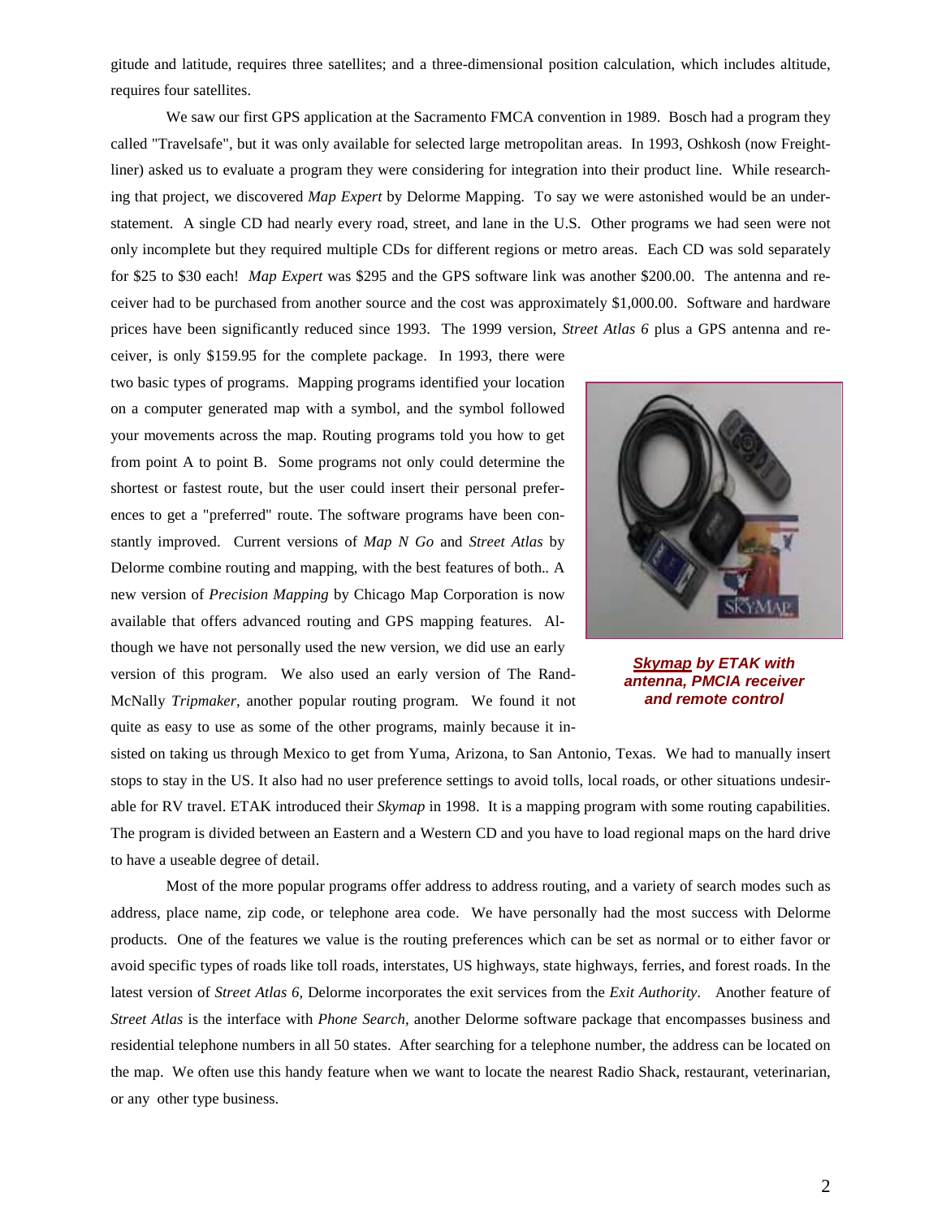gitude and latitude, requires three satellites; and a three-dimensional position calculation, which includes altitude, requires four satellites.

We saw our first GPS application at the Sacramento FMCA convention in 1989. Bosch had a program they called "Travelsafe", but it was only available for selected large metropolitan areas. In 1993, Oshkosh (now Freightliner) asked us to evaluate a program they were considering for integration into their product line. While researching that project, we discovered *Map Expert* by Delorme Mapping. To say we were astonished would be an understatement. A single CD had nearly every road, street, and lane in the U.S. Other programs we had seen were not only incomplete but they required multiple CDs for different regions or metro areas. Each CD was sold separately for $25 to $30 each! *Map Expert* was $295 and the GPS software link was another $200.00. The antenna and receiver had to be purchased from another source and the cost was approximately $1,000.00. Software and hardware prices have been significantly reduced since 1993. The 1999 version, *Street Atlas 6* plus a GPS antenna and receiver, is only $159.95 for the complete package. In 1993, there were two basic types of programs. Mapping programs identified your location on a computer generated map with a symbol, and the symbol followed your movements across the map. Routing programs told you how to get from point A to point B. Some programs not only could determine the shortest or fastest route, but the user could insert their personal preferences to get a "preferred" route. The software programs have been constantly improved. Current versions of *Map N Go* and *Street Atlas* by Delorme combine routing and mapping, with the best features of both.. A new version of *Precision Mapping* by Chicago Map Corporation is now available that offers advanced routing and GPS mapping features. Although we have not personally used the new version, we did use an early version of this program. We also used an early version of The Rand-McNally *Tripmaker*, another popular routing program. We found it not quite as easy to use as some of the other programs, mainly because it insisted on taking us through Mexico to get from Yuma, Arizona, to San Antonio, Texas. We had to manually insert stops to stay in the US. It also had no user preference settings to avoid tolls, local roads, or other situations undesirable for RV travel. ETAK introduced their *Skymap* in 1998. It is a mapping program with some routing capabilities. The program is divided between an Eastern and a Western CD and you have to load regional maps on the hard drive to have a useable degree of detail.

***Skymap* by ETAK with antenna, PMCIA receiver and remote control**

Most of the more popular programs offer address to address routing, and a variety of search modes such as address, place name, zip code, or telephone area code. We have personally had the most success with Delorme products. One of the features we value is the routing preferences which can be set as normal or to either favor or avoid specific types of roads like toll roads, interstates, US highways, state highways, ferries, and forest roads. In the latest version of *Street Atlas 6,* Delorme incorporates the exit services from the *Exit Authority*. Another feature of *Street Atlas* is the interface with *Phone Search*, another Delorme software package that encompasses business and residential telephone numbers in all 50 states. After searching for a telephone number, the address can be located on the map. We often use this handy feature when we want to locate the nearest Radio Shack, restaurant, veterinarian, or any other type business.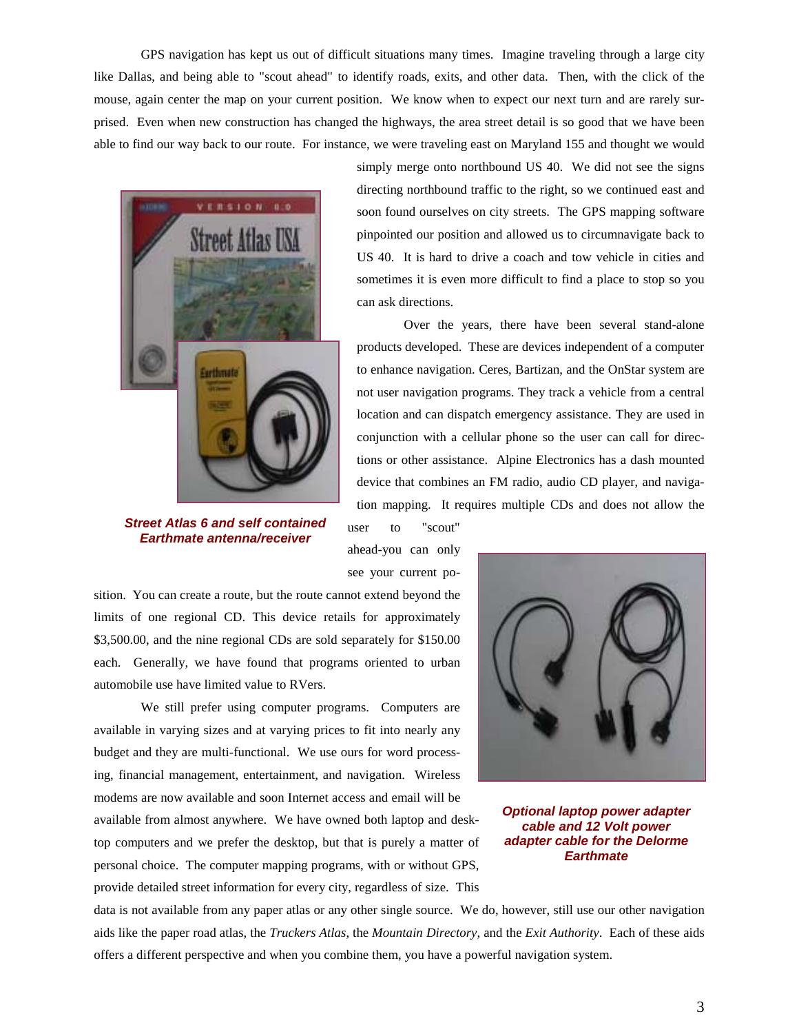GPS navigation has kept us out of difficult situations many times. Imagine traveling through a large city like Dallas, and being able to "scout ahead" to identify roads, exits, and other data. Then, with the click of the mouse, again center the map on your current position. We know when to expect our next turn and are rarely surprised. Even when new construction has changed the highways, the area street detail is so good that we have been able to find our way back to our route. For instance, we were traveling east on Maryland 155 and thought we would simply merge onto northbound US 40. We did not see the signs directing northbound traffic to the right, so we continued east and soon found ourselves on city streets. The GPS mapping software pinpointed our position and allowed us to circumnavigate back to US 40. It is hard to drive a coach and tow vehicle in cities and sometimes it is even more difficult to find a place to stop so you can ask directions.

**Street Atlas 6 and self contained Earthmate antenna/receiver**

Over the years, there have been several stand-alone products developed. These are devices independent of a computer to enhance navigation. Ceres, Bartizan, and the OnStar system are not user navigation programs. They track a vehicle from a central location and can dispatch emergency assistance. They are used in conjunction with a cellular phone so the user can call for directions or other assistance. Alpine Electronics has a dash mounted device that combines an FM radio, audio CD player, and navigation mapping. It requires multiple CDs and does not allow the user to "scout" ahead-you can only see your current position. You can create a route, but the route cannot extend beyond the limits of one regional CD. This device retails for approximately $3,500.00, and the nine regional CDs are sold separately for $150.00 each. Generally, we have found that programs oriented to urban automobile use have limited value to RVers.

We still prefer using computer programs. Computers are available in varying sizes and at varying prices to fit into nearly any budget and they are multi-functional. We use ours for word processing, financial management, entertainment, and navigation. Wireless modems are now available and soon Internet access and email will be available from almost anywhere. We have owned both laptop and desktop computers and we prefer the desktop, but that is purely a matter of personal choice. The computer mapping programs, with or without GPS, provide detailed street information for every city, regardless of size. This data is not available from any paper atlas or any other single source. We do, however, still use our other navigation aids like the paper road atlas, the *Truckers Atlas*, the *Mountain Directory*, and the *Exit Authority*. Each of these aids offers a different perspective and when you combine them, you have a powerful navigation system.

**Optional laptop power adapter cable and 12 Volt power adapter cable for the Delorme Earthmate**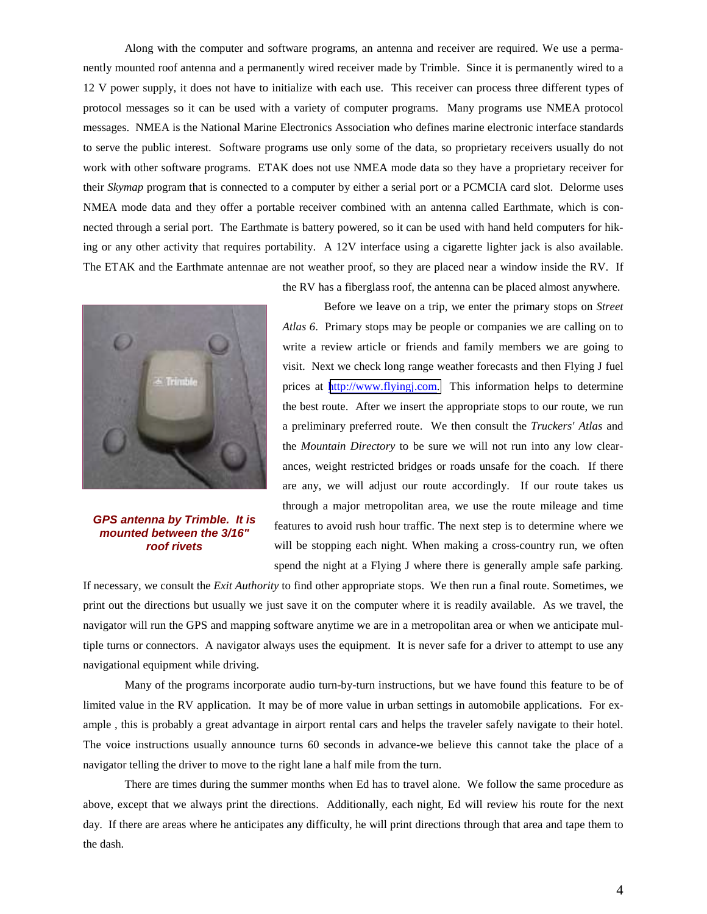Along with the computer and software programs, an antenna and receiver are required. We use a permanently mounted roof antenna and a permanently wired receiver made by Trimble. Since it is permanently wired to a 12 V power supply, it does not have to initialize with each use. This receiver can process three different types of protocol messages so it can be used with a variety of computer programs. Many programs use NMEA protocol messages. NMEA is the National Marine Electronics Association who defines marine electronic interface standards to serve the public interest. Software programs use only some of the data, so proprietary receivers usually do not work with other software programs. ETAK does not use NMEA mode data so they have a proprietary receiver for their *Skymap* program that is connected to a computer by either a serial port or a PCMCIA card slot. Delorme uses NMEA mode data and they offer a portable receiver combined with an antenna called Earthmate, which is connected through a serial port. The Earthmate is battery powered, so it can be used with hand held computers for hiking or any other activity that requires portability. A 12V interface using a cigarette lighter jack is also available. The ETAK and the Earthmate antennae are not weather proof, so they are placed near a window inside the RV. If the RV has a fiberglass roof, the antenna can be placed almost anywhere.

***GPS antenna by Trimble. It is mounted between the 3/16" roof rivets***

Before we leave on a trip, we enter the primary stops on *Street Atlas 6*. Primary stops may be people or companies we are calling on to write a review article or friends and family members we are going to visit. Next we check long range weather forecasts and then Flying J fuel prices at http://www.flyingj.com. This information helps to determine the best route. After we insert the appropriate stops to our route, we run a preliminary preferred route. We then consult the *Truckers' Atlas* and the *Mountain Directory* to be sure we will not run into any low clearances, weight restricted bridges or roads unsafe for the coach. If there are any, we will adjust our route accordingly. If our route takes us through a major metropolitan area, we use the route mileage and time features to avoid rush hour traffic. The next step is to determine where we will be stopping each night. When making a cross-country run, we often spend the night at a Flying J where there is generally ample safe parking. If necessary, we consult the *Exit Authority* to find other appropriate stops. We then run a final route. Sometimes, we print out the directions but usually we just save it on the computer where it is readily available. As we travel, the navigator will run the GPS and mapping software anytime we are in a metropolitan area or when we anticipate multiple turns or connectors. A navigator always uses the equipment. It is never safe for a driver to attempt to use any navigational equipment while driving.

Many of the programs incorporate audio turn-by-turn instructions, but we have found this feature to be of limited value in the RV application. It may be of more value in urban settings in automobile applications. For example , this is probably a great advantage in airport rental cars and helps the traveler safely navigate to their hotel. The voice instructions usually announce turns 60 seconds in advance-we believe this cannot take the place of a navigator telling the driver to move to the right lane a half mile from the turn.

There are times during the summer months when Ed has to travel alone. We follow the same procedure as above, except that we always print the directions. Additionally, each night, Ed will review his route for the next day. If there are areas where he anticipates any difficulty, he will print directions through that area and tape them to the dash.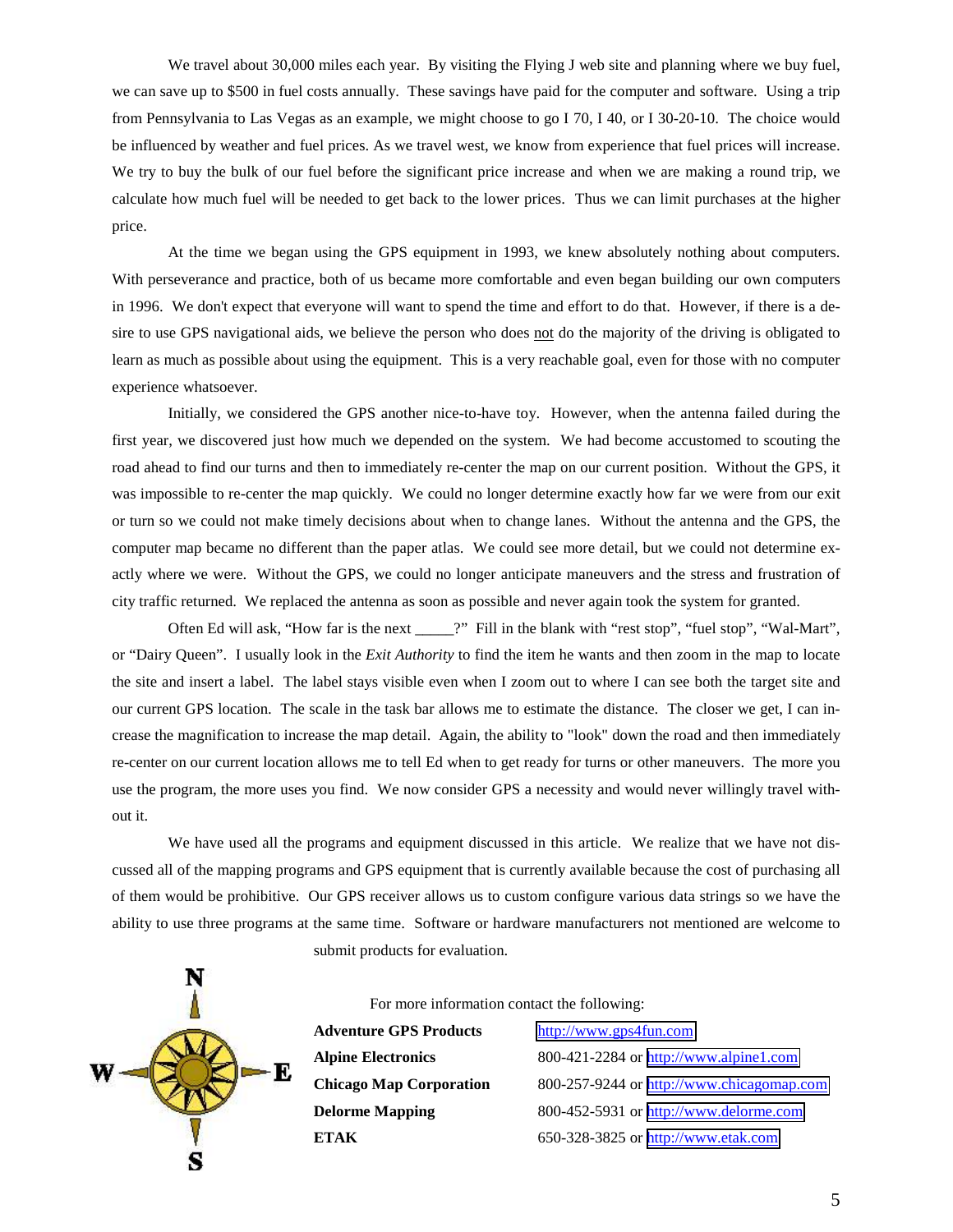We travel about 30,000 miles each year. By visiting the Flying J web site and planning where we buy fuel, we can save up to $500 in fuel costs annually. These savings have paid for the computer and software. Using a trip from Pennsylvania to Las Vegas as an example, we might choose to go I 70, I 40, or I 30-20-10. The choice would be influenced by weather and fuel prices. As we travel west, we know from experience that fuel prices will increase. We try to buy the bulk of our fuel before the significant price increase and when we are making a round trip, we calculate how much fuel will be needed to get back to the lower prices. Thus we can limit purchases at the higher price.

At the time we began using the GPS equipment in 1993, we knew absolutely nothing about computers. With perseverance and practice, both of us became more comfortable and even began building our own computers in 1996. We don't expect that everyone will want to spend the time and effort to do that. However, if there is a desire to use GPS navigational aids, we believe the person who does not do the majority of the driving is obligated to learn as much as possible about using the equipment. This is a very reachable goal, even for those with no computer experience whatsoever.

Initially, we considered the GPS another nice-to-have toy. However, when the antenna failed during the first year, we discovered just how much we depended on the system. We had become accustomed to scouting the road ahead to find our turns and then to immediately re-center the map on our current position. Without the GPS, it was impossible to re-center the map quickly. We could no longer determine exactly how far we were from our exit or turn so we could not make timely decisions about when to change lanes. Without the antenna and the GPS, the computer map became no different than the paper atlas. We could see more detail, but we could not determine exactly where we were. Without the GPS, we could no longer anticipate maneuvers and the stress and frustration of city traffic returned. We replaced the antenna as soon as possible and never again took the system for granted.

Often Ed will ask, "How far is the next _____?" Fill in the blank with "rest stop", "fuel stop", "Wal-Mart", or "Dairy Queen". I usually look in the *Exit Authority* to find the item he wants and then zoom in the map to locate the site and insert a label. The label stays visible even when I zoom out to where I can see both the target site and our current GPS location. The scale in the task bar allows me to estimate the distance. The closer we get, I can increase the magnification to increase the map detail. Again, the ability to "look" down the road and then immediately re-center on our current location allows me to tell Ed when to get ready for turns or other maneuvers. The more you use the program, the more uses you find. We now consider GPS a necessity and would never willingly travel without it.

We have used all the programs and equipment discussed in this article. We realize that we have not discussed all of the mapping programs and GPS equipment that is currently available because the cost of purchasing all of them would be prohibitive. Our GPS receiver allows us to custom configure various data strings so we have the ability to use three programs at the same time. Software or hardware manufacturers not mentioned are welcome to submit products for evaluation.

For more information contact the following:

| | |
|---|---|
| **Adventure GPS Products** | http://www.gps4fun.com |
| **Alpine Electronics** | 800-421-2284 or http://www.alpine1.com |
| **Chicago Map Corporation** | 800-257-9244 or http://www.chicagomap.com |
| **Delorme Mapping** | 800-452-5931 or http://www.delorme.com |
| **ETAK** | 650-328-3825 or http://www.etak.com |